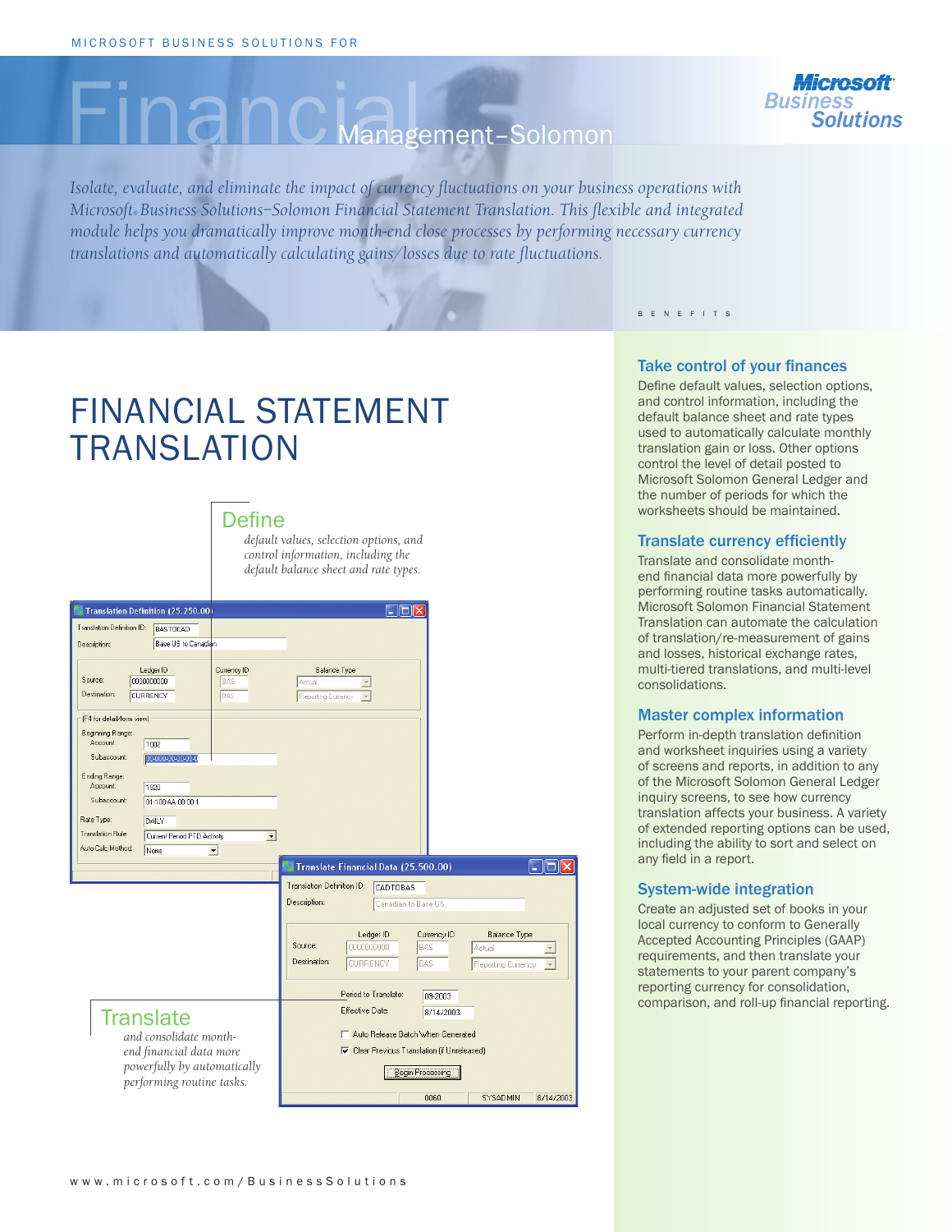MICROSOFT BUSINESS SOLUTIONS FOR

# Financial Management–Solomon

*Isolate, evaluate, and eliminate the impact of currency fluctuations on your business operations with Microsoft® Business Solutions–Solomon Financial Statement Translation. This flexible and integrated module helps you dramatically improve month-end close processes by performing necessary currency translations and automatically calculating gains/losses due to rate fluctuations.*

## FINANCIAL STATEMENT TRANSLATION

### Define

*default values, selection options, and control information, including the default balance sheet and rate types.*

### Translate

*and consolidate month-end financial data more powerfully by automatically performing routine tasks.*

BENEFITS

### Take control of your finances

Define default values, selection options, and control information, including the default balance sheet and rate types used to automatically calculate monthly translation gain or loss. Other options control the level of detail posted to Microsoft Solomon General Ledger and the number of periods for which the worksheets should be maintained.

### Translate currency efficiently

Translate and consolidate month-end financial data more powerfully by performing routine tasks automatically. Microsoft Solomon Financial Statement Translation can automate the calculation of translation/re-measurement of gains and losses, historical exchange rates, multi-tiered translations, and multi-level consolidations.

### Master complex information

Perform in-depth translation definition and worksheet inquiries using a variety of screens and reports, in addition to any of the Microsoft Solomon General Ledger inquiry screens, to see how currency translation affects your business. A variety of extended reporting options can be used, including the ability to sort and select on any field in a report.

### System-wide integration

Create an adjusted set of books in your local currency to conform to Generally Accepted Accounting Principles (GAAP) requirements, and then translate your statements to your parent company's reporting currency for consolidation, comparison, and roll-up financial reporting.

www.microsoft.com/BusinessSolutions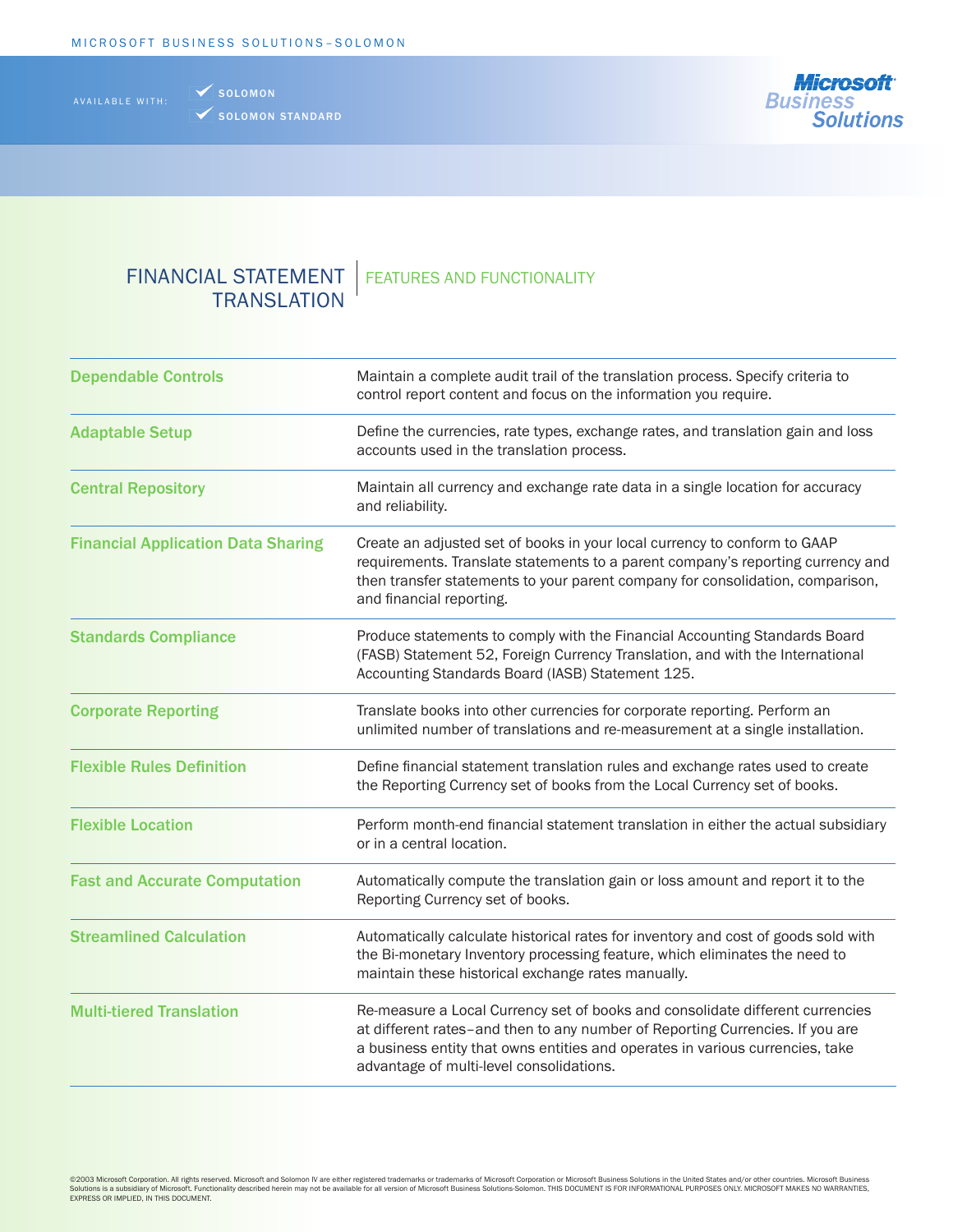MICROSOFT BUSINESS SOLUTIONS–SOLOMON

AVAILABLE WITH:
- SOLOMON
- SOLOMON STANDARD

# FINANCIAL STATEMENT TRANSLATION | FEATURES AND FUNCTIONALITY

| | |
|---|---|
| **Dependable Controls** | Maintain a complete audit trail of the translation process. Specify criteria to control report content and focus on the information you require. |
| **Adaptable Setup** | Define the currencies, rate types, exchange rates, and translation gain and loss accounts used in the translation process. |
| **Central Repository** | Maintain all currency and exchange rate data in a single location for accuracy and reliability. |
| **Financial Application Data Sharing** | Create an adjusted set of books in your local currency to conform to GAAP requirements. Translate statements to a parent company's reporting currency and then transfer statements to your parent company for consolidation, comparison, and financial reporting. |
| **Standards Compliance** | Produce statements to comply with the Financial Accounting Standards Board (FASB) Statement 52, Foreign Currency Translation, and with the International Accounting Standards Board (IASB) Statement 125. |
| **Corporate Reporting** | Translate books into other currencies for corporate reporting. Perform an unlimited number of translations and re-measurement at a single installation. |
| **Flexible Rules Definition** | Define financial statement translation rules and exchange rates used to create the Reporting Currency set of books from the Local Currency set of books. |
| **Flexible Location** | Perform month-end financial statement translation in either the actual subsidiary or in a central location. |
| **Fast and Accurate Computation** | Automatically compute the translation gain or loss amount and report it to the Reporting Currency set of books. |
| **Streamlined Calculation** | Automatically calculate historical rates for inventory and cost of goods sold with the Bi-monetary Inventory processing feature, which eliminates the need to maintain these historical exchange rates manually. |
| **Multi-tiered Translation** | Re-measure a Local Currency set of books and consolidate different currencies at different rates–and then to any number of Reporting Currencies. If you are a business entity that owns entities and operates in various currencies, take advantage of multi-level consolidations. |

©2003 Microsoft Corporation. All rights reserved. Microsoft and Solomon IV are either registered trademarks or trademarks of Microsoft Corporation or Microsoft Business Solutions in the United States and/or other countries. Microsoft Business Solutions is a subsidiary of Microsoft. Functionality described herein may not be available for all version of Microsoft Business Solutions-Solomon. THIS DOCUMENT IS FOR INFORMATIONAL PURPOSES ONLY. MICROSOFT MAKES NO WARRANTIES, EXPRESS OR IMPLIED, IN THIS DOCUMENT.